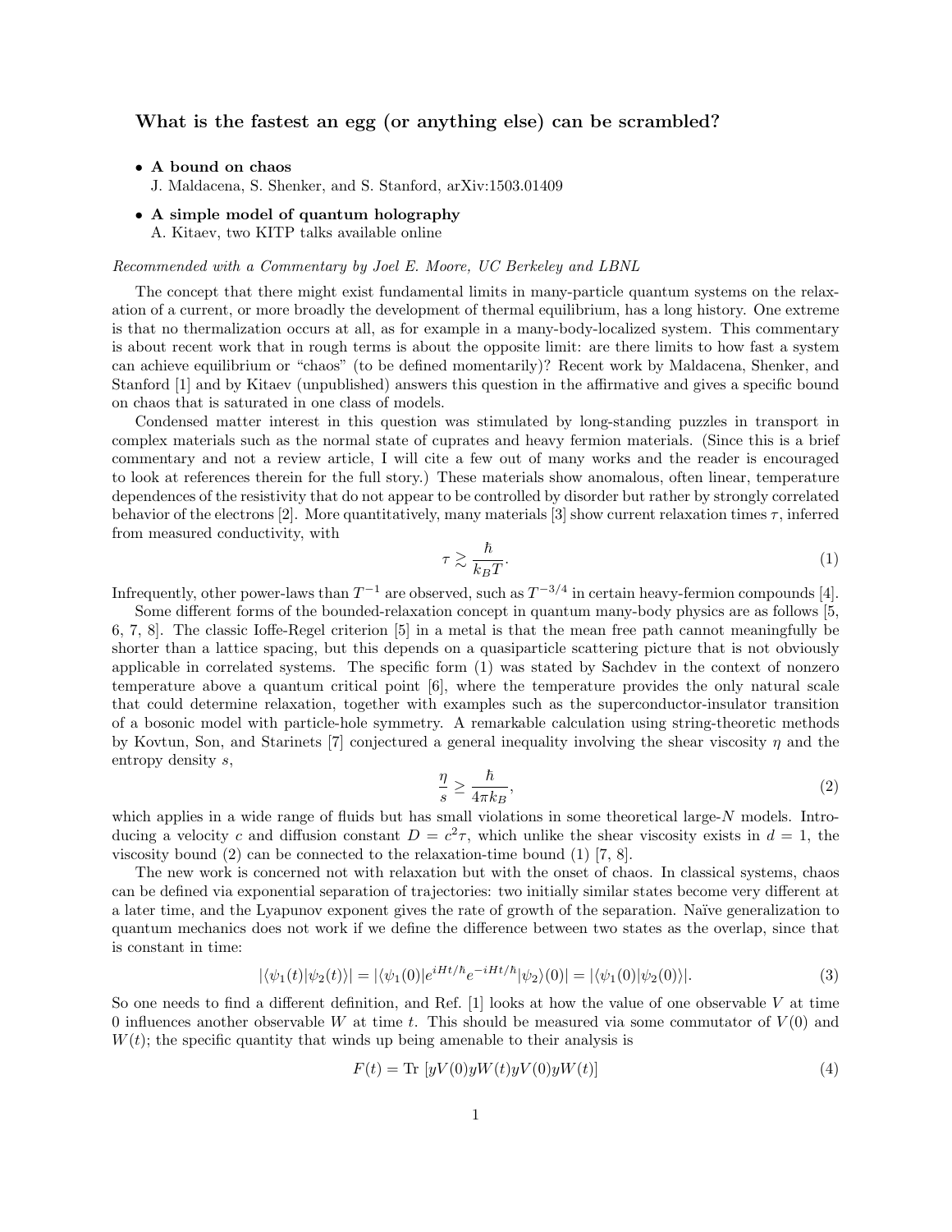## What is the fastest an egg (or anything else) can be scrambled?

- **A bound on chaos**
  J. Maldacena, S. Shenker, and S. Stanford, arXiv:1503.01409
- **A simple model of quantum holography**
  A. Kitaev, two KITP talks available online

*Recommended with a Commentary by Joel E. Moore, UC Berkeley and LBNL*

The concept that there might exist fundamental limits in many-particle quantum systems on the relaxation of a current, or more broadly the development of thermal equilibrium, has a long history. One extreme is that no thermalization occurs at all, as for example in a many-body-localized system. This commentary is about recent work that in rough terms is about the opposite limit: are there limits to how fast a system can achieve equilibrium or "chaos" (to be defined momentarily)? Recent work by Maldacena, Shenker, and Stanford [1] and by Kitaev (unpublished) answers this question in the affirmative and gives a specific bound on chaos that is saturated in one class of models.

Condensed matter interest in this question was stimulated by long-standing puzzles in transport in complex materials such as the normal state of cuprates and heavy fermion materials. (Since this is a brief commentary and not a review article, I will cite a few out of many works and the reader is encouraged to look at references therein for the full story.) These materials show anomalous, often linear, temperature dependences of the resistivity that do not appear to be controlled by disorder but rather by strongly correlated behavior of the electrons [2]. More quantitatively, many materials [3] show current relaxation times $\tau$, inferred from measured conductivity, with

$$\tau \gtrsim \frac{\hbar}{k_B T}. \tag{1}$$

Infrequently, other power-laws than $T^{-1}$ are observed, such as $T^{-3/4}$ in certain heavy-fermion compounds [4].

Some different forms of the bounded-relaxation concept in quantum many-body physics are as follows [5, 6, 7, 8]. The classic Ioffe-Regel criterion [5] in a metal is that the mean free path cannot meaningfully be shorter than a lattice spacing, but this depends on a quasiparticle scattering picture that is not obviously applicable in correlated systems. The specific form (1) was stated by Sachdev in the context of nonzero temperature above a quantum critical point [6], where the temperature provides the only natural scale that could determine relaxation, together with examples such as the superconductor-insulator transition of a bosonic model with particle-hole symmetry. A remarkable calculation using string-theoretic methods by Kovtun, Son, and Starinets [7] conjectured a general inequality involving the shear viscosity $\eta$ and the entropy density $s$,

$$\frac{\eta}{s} \geq \frac{\hbar}{4\pi k_B}, \tag{2}$$

which applies in a wide range of fluids but has small violations in some theoretical large-$N$ models. Introducing a velocity $c$ and diffusion constant $D = c^2\tau$, which unlike the shear viscosity exists in $d = 1$, the viscosity bound (2) can be connected to the relaxation-time bound (1) [7, 8].

The new work is concerned not with relaxation but with the onset of chaos. In classical systems, chaos can be defined via exponential separation of trajectories: two initially similar states become very different at a later time, and the Lyapunov exponent gives the rate of growth of the separation. Naïve generalization to quantum mechanics does not work if we define the difference between two states as the overlap, since that is constant in time:

$$|\langle\psi_1(t)|\psi_2(t)\rangle| = |\langle\psi_1(0)|e^{iHt/\hbar}e^{-iHt/\hbar}|\psi_2\rangle(0)| = |\langle\psi_1(0)|\psi_2(0)\rangle|. \tag{3}$$

So one needs to find a different definition, and Ref. [1] looks at how the value of one observable $V$ at time 0 influences another observable $W$ at time $t$. This should be measured via some commutator of $V(0)$ and $W(t)$; the specific quantity that winds up being amenable to their analysis is

$$F(t) = \mathrm{Tr}\,[yV(0)yW(t)yV(0)yW(t)] \tag{4}$$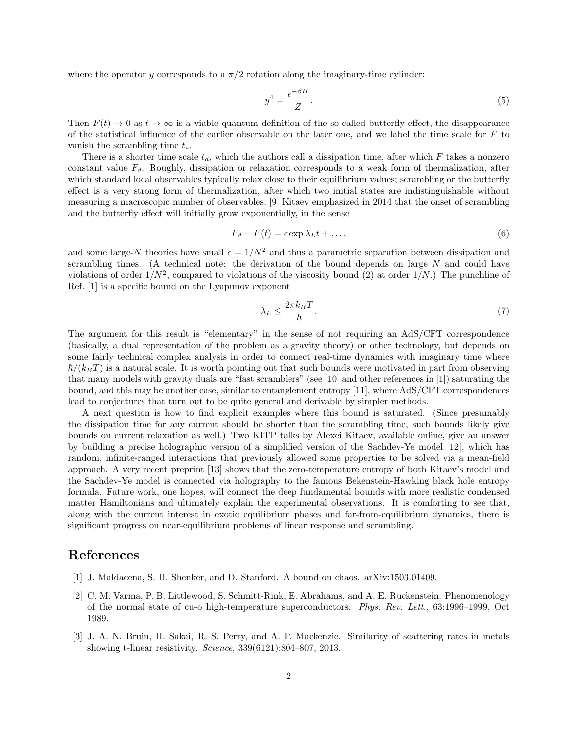where the operator $y$ corresponds to a $\pi/2$ rotation along the imaginary-time cylinder:

$$y^4 = \frac{e^{-\beta H}}{Z}. \tag{5}$$

Then $F(t) \to 0$ as $t \to \infty$ is a viable quantum definition of the so-called butterfly effect, the disappearance of the statistical influence of the earlier observable on the later one, and we label the time scale for $F$ to vanish the scrambling time $t_*$.

There is a shorter time scale $t_d$, which the authors call a dissipation time, after which $F$ takes a nonzero constant value $F_d$. Roughly, dissipation or relaxation corresponds to a weak form of thermalization, after which standard local observables typically relax close to their equilibrium values; scrambling or the butterfly effect is a very strong form of thermalization, after which two initial states are indistinguishable without measuring a macroscopic number of observables. [9] Kitaev emphasized in 2014 that the onset of scrambling and the butterfly effect will initially grow exponentially, in the sense

$$F_d - F(t) = \epsilon \exp \lambda_L t + \ldots, \tag{6}$$

and some large-$N$ theories have small $\epsilon = 1/N^2$ and thus a parametric separation between dissipation and scrambling times. (A technical note: the derivation of the bound depends on large $N$ and could have violations of order $1/N^2$, compared to violations of the viscosity bound (2) at order $1/N$.) The punchline of Ref. [1] is a specific bound on the Lyapunov exponent

$$\lambda_L \leq \frac{2\pi k_B T}{\hbar}. \tag{7}$$

The argument for this result is "elementary" in the sense of not requiring an AdS/CFT correspondence (basically, a dual representation of the problem as a gravity theory) or other technology, but depends on some fairly technical complex analysis in order to connect real-time dynamics with imaginary time where $\hbar/(k_B T)$ is a natural scale. It is worth pointing out that such bounds were motivated in part from observing that many models with gravity duals are "fast scramblers" (see [10] and other references in [1]) saturating the bound, and this may be another case, similar to entanglement entropy [11], where AdS/CFT correspondences lead to conjectures that turn out to be quite general and derivable by simpler methods.

A next question is how to find explicit examples where this bound is saturated. (Since presumably the dissipation time for any current should be shorter than the scrambling time, such bounds likely give bounds on current relaxation as well.) Two KITP talks by Alexei Kitaev, available online, give an answer by building a precise holographic version of a simplified version of the Sachdev-Ye model [12], which has random, infinite-ranged interactions that previously allowed some properties to be solved via a mean-field approach. A very recent preprint [13] shows that the zero-temperature entropy of both Kitaev's model and the Sachdev-Ye model is connected via holography to the famous Bekenstein-Hawking black hole entropy formula. Future work, one hopes, will connect the deep fundamental bounds with more realistic condensed matter Hamiltonians and ultimately explain the experimental observations. It is comforting to see that, along with the current interest in exotic equilibrium phases and far-from-equilibrium dynamics, there is significant progress on near-equilibrium problems of linear response and scrambling.

# References

[1] J. Maldacena, S. H. Shenker, and D. Stanford. A bound on chaos. arXiv:1503.01409.

[2] C. M. Varma, P. B. Littlewood, S. Schmitt-Rink, E. Abrahams, and A. E. Ruckenstein. Phenomenology of the normal state of cu-o high-temperature superconductors. *Phys. Rev. Lett.*, 63:1996–1999, Oct 1989.

[3] J. A. N. Bruin, H. Sakai, R. S. Perry, and A. P. Mackenzie. Similarity of scattering rates in metals showing t-linear resistivity. *Science*, 339(6121):804–807, 2013.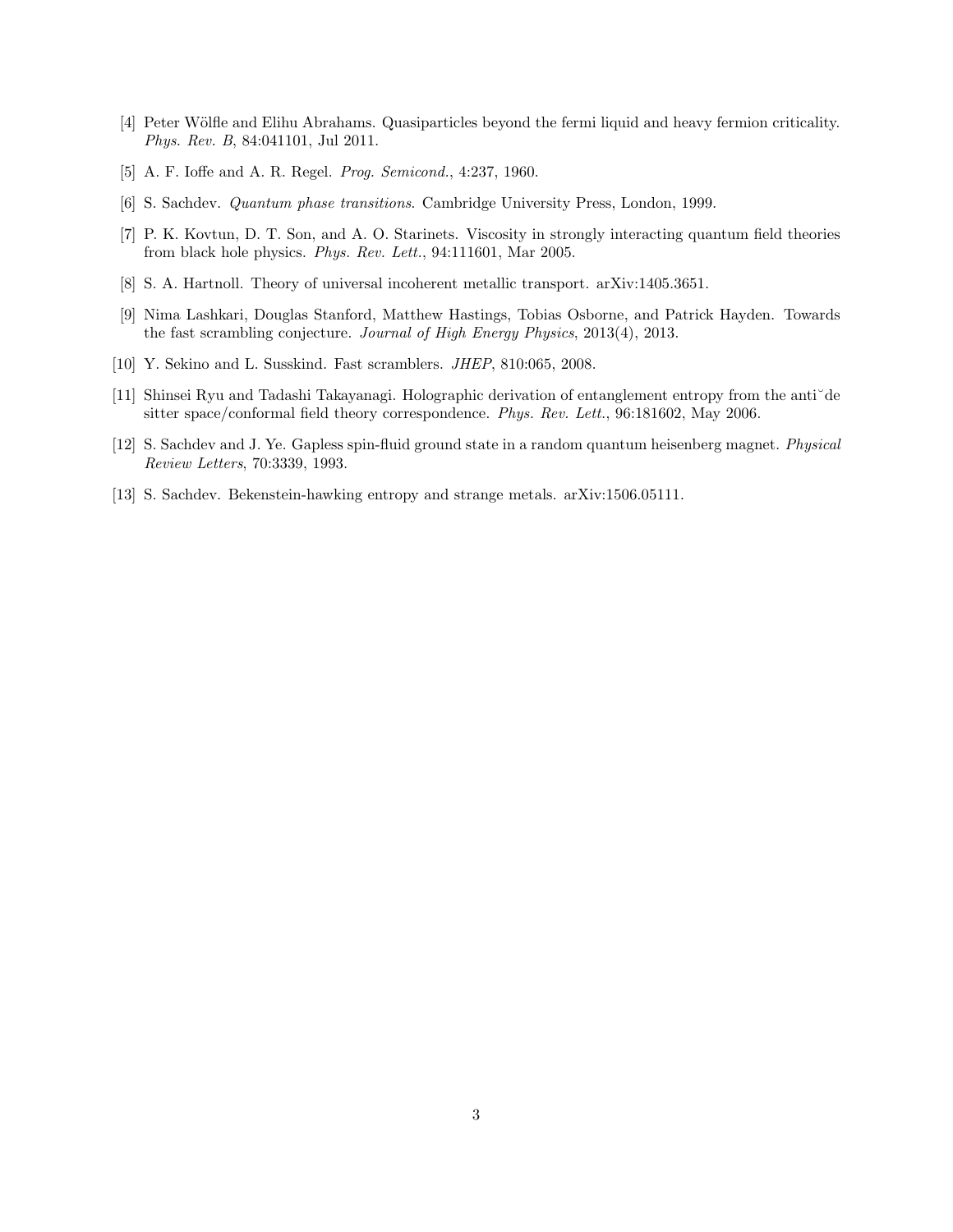[4] Peter Wölfle and Elihu Abrahams. Quasiparticles beyond the fermi liquid and heavy fermion criticality. *Phys. Rev. B*, 84:041101, Jul 2011.

[5] A. F. Ioffe and A. R. Regel. *Prog. Semicond.*, 4:237, 1960.

[6] S. Sachdev. *Quantum phase transitions*. Cambridge University Press, London, 1999.

[7] P. K. Kovtun, D. T. Son, and A. O. Starinets. Viscosity in strongly interacting quantum field theories from black hole physics. *Phys. Rev. Lett.*, 94:111601, Mar 2005.

[8] S. A. Hartnoll. Theory of universal incoherent metallic transport. arXiv:1405.3651.

[9] Nima Lashkari, Douglas Stanford, Matthew Hastings, Tobias Osborne, and Patrick Hayden. Towards the fast scrambling conjecture. *Journal of High Energy Physics*, 2013(4), 2013.

[10] Y. Sekino and L. Susskind. Fast scramblers. *JHEP*, 810:065, 2008.

[11] Shinsei Ryu and Tadashi Takayanagi. Holographic derivation of entanglement entropy from the anti˘de sitter space/conformal field theory correspondence. *Phys. Rev. Lett.*, 96:181602, May 2006.

[12] S. Sachdev and J. Ye. Gapless spin-fluid ground state in a random quantum heisenberg magnet. *Physical Review Letters*, 70:3339, 1993.

[13] S. Sachdev. Bekenstein-hawking entropy and strange metals. arXiv:1506.05111.